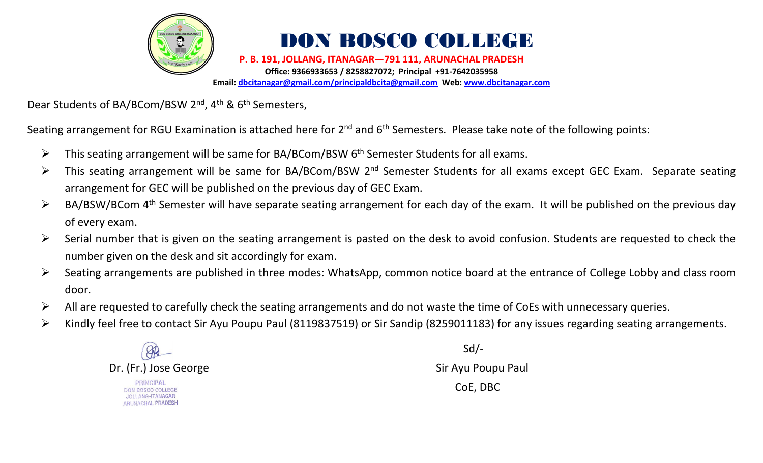# DON BOSCO COLLEGE

**P. B. 191, JOLLANG, ITANAGAR—791 111, ARUNACHAL PRADESH**

**Office: 9366933653 / 8258827072; Principal +91-7642035958**

**Email: dbcitanagar@gmail.com/principaldbcita@gmail.com Web: www.dbcitanagar.com**

Dear Students of BA/BCom/BSW 2nd, 4th & 6th Semesters,

Seating arrangement for RGU Examination is attached here for 2nd and 6th Semesters. Please take note of the following points:

- This seating arrangement will be same for BA/BCom/BSW 6th Semester Students for all exams.
- This seating arrangement will be same for BA/BCom/BSW 2nd Semester Students for all exams except GEC Exam. Separate seating arrangement for GEC will be published on the previous day of GEC Exam.
- BA/BSW/BCom 4th Semester will have separate seating arrangement for each day of the exam. It will be published on the previous day of every exam.
- Serial number that is given on the seating arrangement is pasted on the desk to avoid confusion. Students are requested to check the number given on the desk and sit accordingly for exam.
- Seating arrangements are published in three modes: WhatsApp, common notice board at the entrance of College Lobby and class room door.
- All are requested to carefully check the seating arrangements and do not waste the time of CoEs with unnecessary queries.
- Kindly feel free to contact Sir Ayu Poupu Paul (8119837519) or Sir Sandip (8259011183) for any issues regarding seating arrangements.

Dr. (Fr.) Jose George

PRINCIPAL
DON BOSCO COLLEGE
JOLLANG-ITANAGAR
ARUNACHAL PRADESH

Sd/-

Sir Ayu Poupu Paul

CoE, DBC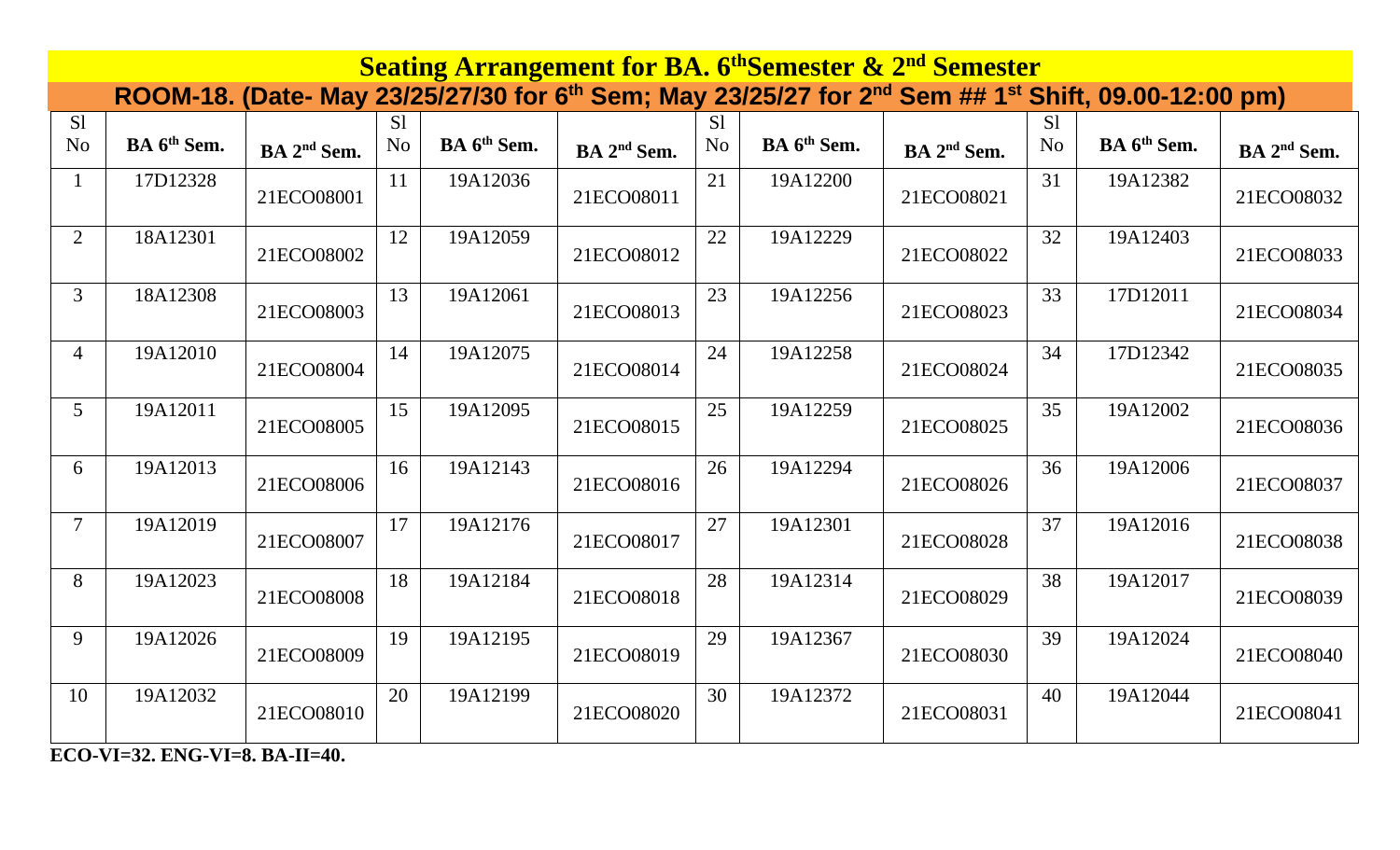# Seating Arrangement for BA. 6thSemester & 2nd Semester

## ROOM-18. (Date- May 23/25/27/30 for 6th Sem; May 23/25/27 for 2nd Sem ## 1st Shift, 09.00-12:00 pm)

| Sl No | BA 6th Sem. | BA 2nd Sem. | Sl No | BA 6th Sem. | BA 2nd Sem. | Sl No | BA 6th Sem. | BA 2nd Sem. | Sl No | BA 6th Sem. | BA 2nd Sem. |
|---|---|---|---|---|---|---|---|---|---|---|---|
| 1 | 17D12328 | 21ECO08001 | 11 | 19A12036 | 21ECO08011 | 21 | 19A12200 | 21ECO08021 | 31 | 19A12382 | 21ECO08032 |
| 2 | 18A12301 | 21ECO08002 | 12 | 19A12059 | 21ECO08012 | 22 | 19A12229 | 21ECO08022 | 32 | 19A12403 | 21ECO08033 |
| 3 | 18A12308 | 21ECO08003 | 13 | 19A12061 | 21ECO08013 | 23 | 19A12256 | 21ECO08023 | 33 | 17D12011 | 21ECO08034 |
| 4 | 19A12010 | 21ECO08004 | 14 | 19A12075 | 21ECO08014 | 24 | 19A12258 | 21ECO08024 | 34 | 17D12342 | 21ECO08035 |
| 5 | 19A12011 | 21ECO08005 | 15 | 19A12095 | 21ECO08015 | 25 | 19A12259 | 21ECO08025 | 35 | 19A12002 | 21ECO08036 |
| 6 | 19A12013 | 21ECO08006 | 16 | 19A12143 | 21ECO08016 | 26 | 19A12294 | 21ECO08026 | 36 | 19A12006 | 21ECO08037 |
| 7 | 19A12019 | 21ECO08007 | 17 | 19A12176 | 21ECO08017 | 27 | 19A12301 | 21ECO08028 | 37 | 19A12016 | 21ECO08038 |
| 8 | 19A12023 | 21ECO08008 | 18 | 19A12184 | 21ECO08018 | 28 | 19A12314 | 21ECO08029 | 38 | 19A12017 | 21ECO08039 |
| 9 | 19A12026 | 21ECO08009 | 19 | 19A12195 | 21ECO08019 | 29 | 19A12367 | 21ECO08030 | 39 | 19A12024 | 21ECO08040 |
| 10 | 19A12032 | 21ECO08010 | 20 | 19A12199 | 21ECO08020 | 30 | 19A12372 | 21ECO08031 | 40 | 19A12044 | 21ECO08041 |

**ECO-VI=32. ENG-VI=8. BA-II=40.**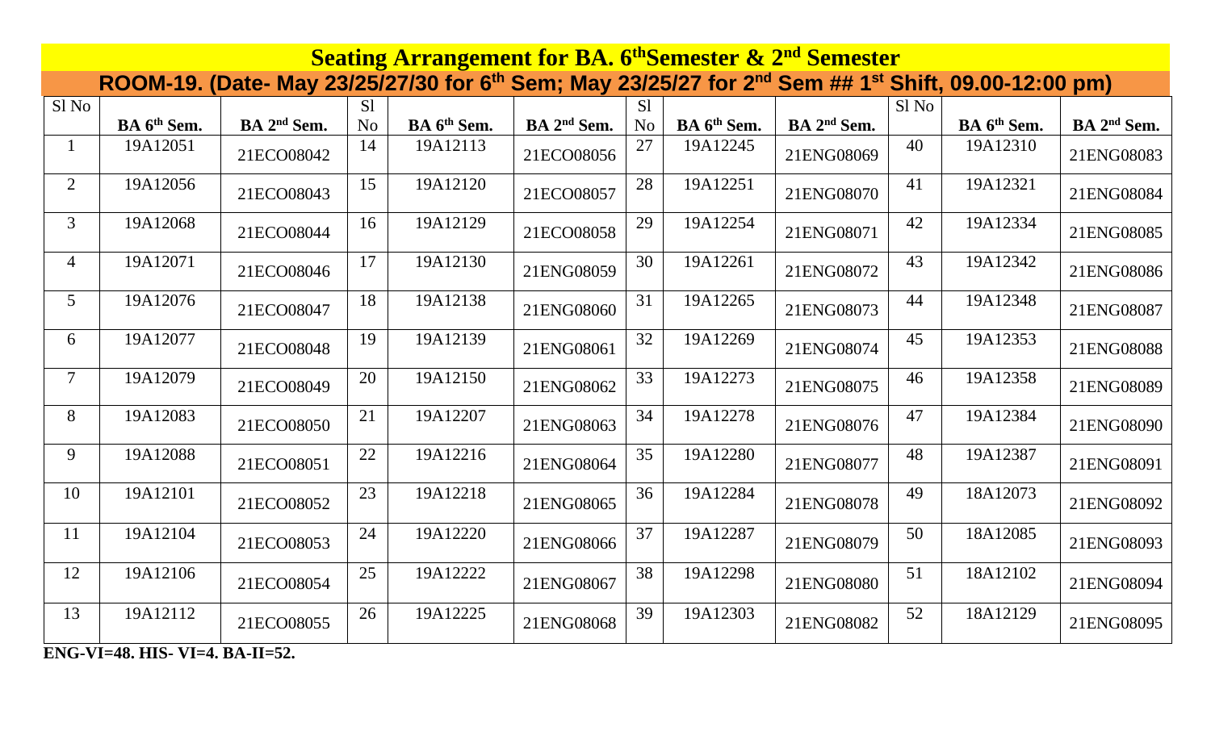# Seating Arrangement for BA. 6th Semester & 2nd Semester

## ROOM-19. (Date- May 23/25/27/30 for 6th Sem; May 23/25/27 for 2nd Sem ## 1st Shift, 09.00-12:00 pm)

| Sl No | BA 6th Sem. | BA 2nd Sem. | Sl No | BA 6th Sem. | BA 2nd Sem. | Sl No | BA 6th Sem. | BA 2nd Sem. | Sl No | BA 6th Sem. | BA 2nd Sem. |
|---|---|---|---|---|---|---|---|---|---|---|---|
| 1 | 19A12051 | 21ECO08042 | 14 | 19A12113 | 21ECO08056 | 27 | 19A12245 | 21ENG08069 | 40 | 19A12310 | 21ENG08083 |
| 2 | 19A12056 | 21ECO08043 | 15 | 19A12120 | 21ECO08057 | 28 | 19A12251 | 21ENG08070 | 41 | 19A12321 | 21ENG08084 |
| 3 | 19A12068 | 21ECO08044 | 16 | 19A12129 | 21ECO08058 | 29 | 19A12254 | 21ENG08071 | 42 | 19A12334 | 21ENG08085 |
| 4 | 19A12071 | 21ECO08046 | 17 | 19A12130 | 21ENG08059 | 30 | 19A12261 | 21ENG08072 | 43 | 19A12342 | 21ENG08086 |
| 5 | 19A12076 | 21ECO08047 | 18 | 19A12138 | 21ENG08060 | 31 | 19A12265 | 21ENG08073 | 44 | 19A12348 | 21ENG08087 |
| 6 | 19A12077 | 21ECO08048 | 19 | 19A12139 | 21ENG08061 | 32 | 19A12269 | 21ENG08074 | 45 | 19A12353 | 21ENG08088 |
| 7 | 19A12079 | 21ECO08049 | 20 | 19A12150 | 21ENG08062 | 33 | 19A12273 | 21ENG08075 | 46 | 19A12358 | 21ENG08089 |
| 8 | 19A12083 | 21ECO08050 | 21 | 19A12207 | 21ENG08063 | 34 | 19A12278 | 21ENG08076 | 47 | 19A12384 | 21ENG08090 |
| 9 | 19A12088 | 21ECO08051 | 22 | 19A12216 | 21ENG08064 | 35 | 19A12280 | 21ENG08077 | 48 | 19A12387 | 21ENG08091 |
| 10 | 19A12101 | 21ECO08052 | 23 | 19A12218 | 21ENG08065 | 36 | 19A12284 | 21ENG08078 | 49 | 18A12073 | 21ENG08092 |
| 11 | 19A12104 | 21ECO08053 | 24 | 19A12220 | 21ENG08066 | 37 | 19A12287 | 21ENG08079 | 50 | 18A12085 | 21ENG08093 |
| 12 | 19A12106 | 21ECO08054 | 25 | 19A12222 | 21ENG08067 | 38 | 19A12298 | 21ENG08080 | 51 | 18A12102 | 21ENG08094 |
| 13 | 19A12112 | 21ECO08055 | 26 | 19A12225 | 21ENG08068 | 39 | 19A12303 | 21ENG08082 | 52 | 18A12129 | 21ENG08095 |

**ENG-VI=48. HIS- VI=4. BA-II=52.**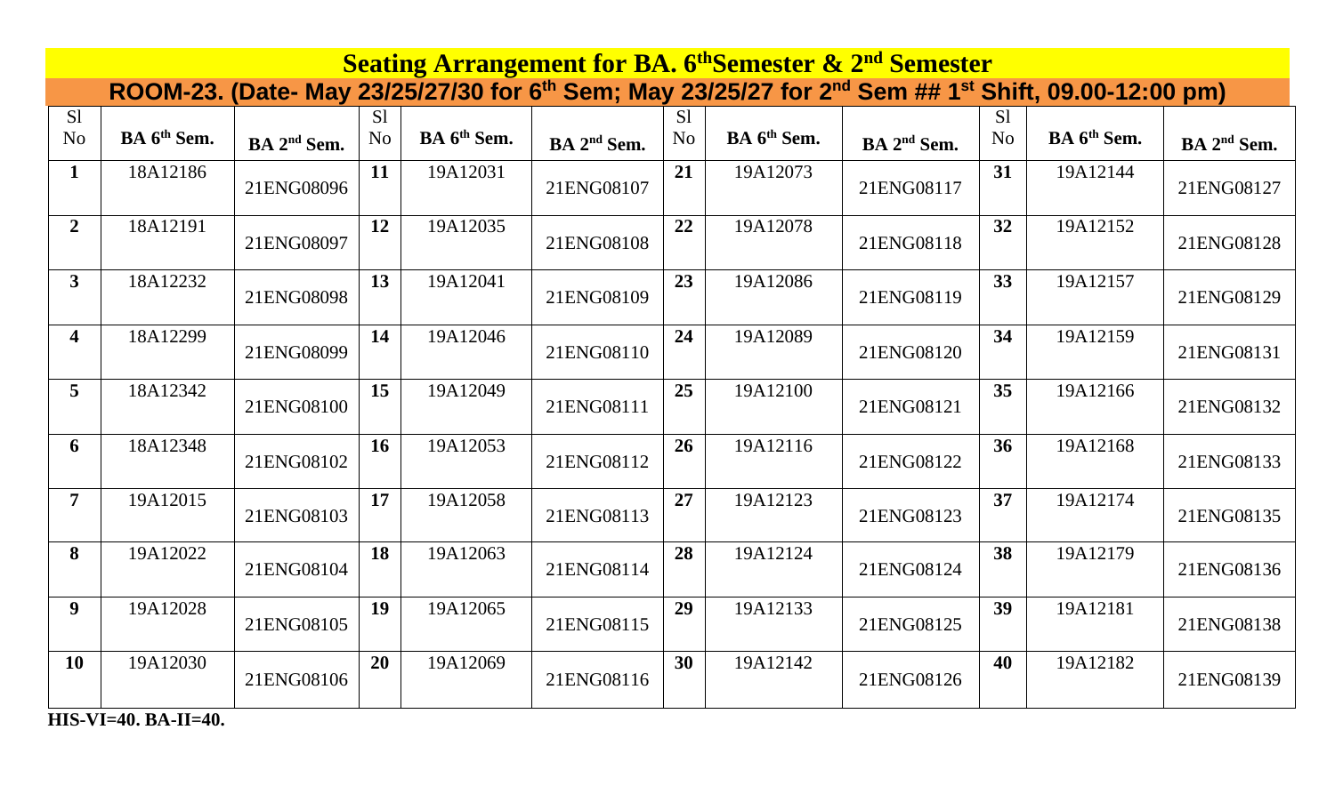# Seating Arrangement for BA. 6th Semester & 2nd Semester

## ROOM-23. (Date- May 23/25/27/30 for 6th Sem; May 23/25/27 for 2nd Sem ## 1st Shift, 09.00-12:00 pm)

| Sl No | BA 6th Sem. | BA 2nd Sem. | Sl No | BA 6th Sem. | BA 2nd Sem. | Sl No | BA 6th Sem. | BA 2nd Sem. | Sl No | BA 6th Sem. | BA 2nd Sem. |
|---|---|---|---|---|---|---|---|---|---|---|---|
| **1** | 18A12186 | 21ENG08096 | **11** | 19A12031 | 21ENG08107 | **21** | 19A12073 | 21ENG08117 | **31** | 19A12144 | 21ENG08127 |
| **2** | 18A12191 | 21ENG08097 | **12** | 19A12035 | 21ENG08108 | **22** | 19A12078 | 21ENG08118 | **32** | 19A12152 | 21ENG08128 |
| **3** | 18A12232 | 21ENG08098 | **13** | 19A12041 | 21ENG08109 | **23** | 19A12086 | 21ENG08119 | **33** | 19A12157 | 21ENG08129 |
| **4** | 18A12299 | 21ENG08099 | **14** | 19A12046 | 21ENG08110 | **24** | 19A12089 | 21ENG08120 | **34** | 19A12159 | 21ENG08131 |
| **5** | 18A12342 | 21ENG08100 | **15** | 19A12049 | 21ENG08111 | **25** | 19A12100 | 21ENG08121 | **35** | 19A12166 | 21ENG08132 |
| **6** | 18A12348 | 21ENG08102 | **16** | 19A12053 | 21ENG08112 | **26** | 19A12116 | 21ENG08122 | **36** | 19A12168 | 21ENG08133 |
| **7** | 19A12015 | 21ENG08103 | **17** | 19A12058 | 21ENG08113 | **27** | 19A12123 | 21ENG08123 | **37** | 19A12174 | 21ENG08135 |
| **8** | 19A12022 | 21ENG08104 | **18** | 19A12063 | 21ENG08114 | **28** | 19A12124 | 21ENG08124 | **38** | 19A12179 | 21ENG08136 |
| **9** | 19A12028 | 21ENG08105 | **19** | 19A12065 | 21ENG08115 | **29** | 19A12133 | 21ENG08125 | **39** | 19A12181 | 21ENG08138 |
| **10** | 19A12030 | 21ENG08106 | **20** | 19A12069 | 21ENG08116 | **30** | 19A12142 | 21ENG08126 | **40** | 19A12182 | 21ENG08139 |

**HIS-VI=40. BA-II=40.**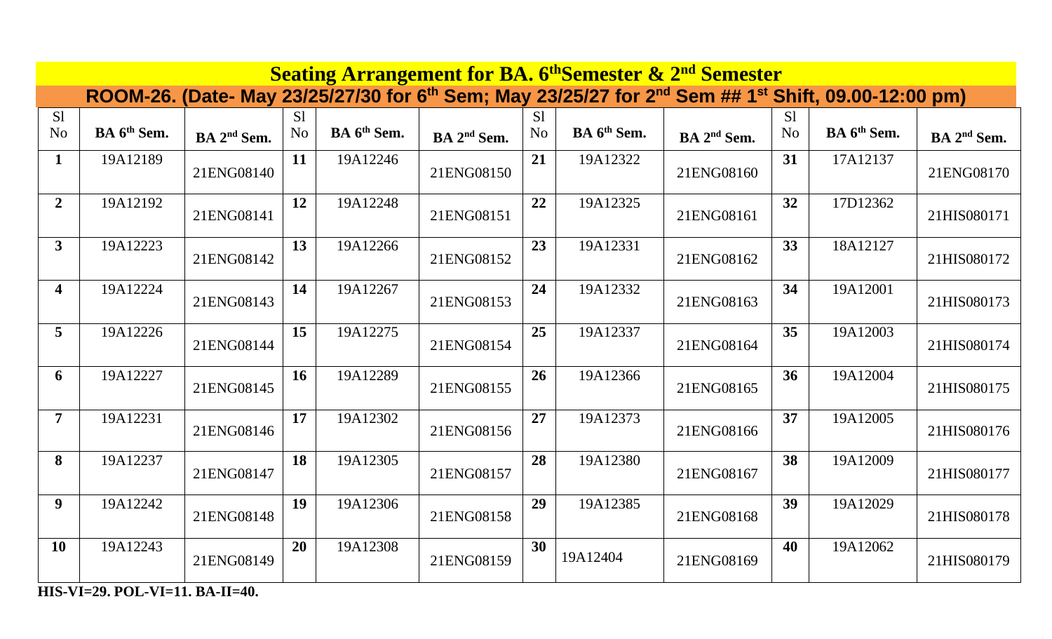# Seating Arrangement for BA. 6thSemester & 2nd Semester

## ROOM-26. (Date- May 23/25/27/30 for 6th Sem; May 23/25/27 for 2nd Sem ## 1st Shift, 09.00-12:00 pm)

| Sl No | BA 6th Sem. | BA 2nd Sem. | Sl No | BA 6th Sem. | BA 2nd Sem. | Sl No | BA 6th Sem. | BA 2nd Sem. | Sl No | BA 6th Sem. | BA 2nd Sem. |
|---|---|---|---|---|---|---|---|---|---|---|---|
| **1** | 19A12189 | 21ENG08140 | **11** | 19A12246 | 21ENG08150 | **21** | 19A12322 | 21ENG08160 | **31** | 17A12137 | 21ENG08170 |
| **2** | 19A12192 | 21ENG08141 | **12** | 19A12248 | 21ENG08151 | **22** | 19A12325 | 21ENG08161 | **32** | 17D12362 | 21HIS080171 |
| **3** | 19A12223 | 21ENG08142 | **13** | 19A12266 | 21ENG08152 | **23** | 19A12331 | 21ENG08162 | **33** | 18A12127 | 21HIS080172 |
| **4** | 19A12224 | 21ENG08143 | **14** | 19A12267 | 21ENG08153 | **24** | 19A12332 | 21ENG08163 | **34** | 19A12001 | 21HIS080173 |
| **5** | 19A12226 | 21ENG08144 | **15** | 19A12275 | 21ENG08154 | **25** | 19A12337 | 21ENG08164 | **35** | 19A12003 | 21HIS080174 |
| **6** | 19A12227 | 21ENG08145 | **16** | 19A12289 | 21ENG08155 | **26** | 19A12366 | 21ENG08165 | **36** | 19A12004 | 21HIS080175 |
| **7** | 19A12231 | 21ENG08146 | **17** | 19A12302 | 21ENG08156 | **27** | 19A12373 | 21ENG08166 | **37** | 19A12005 | 21HIS080176 |
| **8** | 19A12237 | 21ENG08147 | **18** | 19A12305 | 21ENG08157 | **28** | 19A12380 | 21ENG08167 | **38** | 19A12009 | 21HIS080177 |
| **9** | 19A12242 | 21ENG08148 | **19** | 19A12306 | 21ENG08158 | **29** | 19A12385 | 21ENG08168 | **39** | 19A12029 | 21HIS080178 |
| **10** | 19A12243 | 21ENG08149 | **20** | 19A12308 | 21ENG08159 | **30** | 19A12404 | 21ENG08169 | **40** | 19A12062 | 21HIS080179 |

**HIS-VI=29. POL-VI=11. BA-II=40.**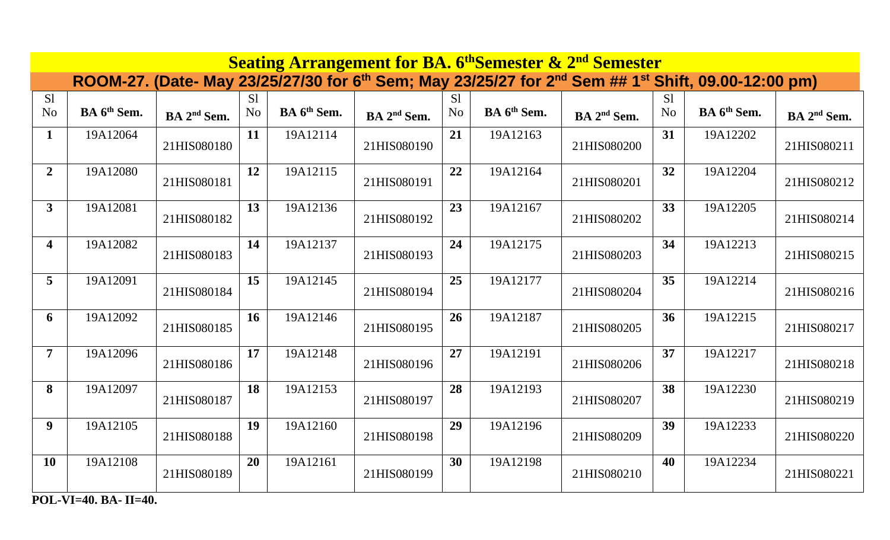# Seating Arrangement for BA. 6th Semester & 2nd Semester

## ROOM-27. (Date- May 23/25/27/30 for 6th Sem; May 23/25/27 for 2nd Sem ## 1st Shift, 09.00-12:00 pm)

| Sl No | BA 6th Sem. | BA 2nd Sem. | Sl No | BA 6th Sem. | BA 2nd Sem. | Sl No | BA 6th Sem. | BA 2nd Sem. | Sl No | BA 6th Sem. | BA 2nd Sem. |
|---|---|---|---|---|---|---|---|---|---|---|---|
| **1** | 19A12064 | 21HIS080180 | **11** | 19A12114 | 21HIS080190 | **21** | 19A12163 | 21HIS080200 | **31** | 19A12202 | 21HIS080211 |
| **2** | 19A12080 | 21HIS080181 | **12** | 19A12115 | 21HIS080191 | **22** | 19A12164 | 21HIS080201 | **32** | 19A12204 | 21HIS080212 |
| **3** | 19A12081 | 21HIS080182 | **13** | 19A12136 | 21HIS080192 | **23** | 19A12167 | 21HIS080202 | **33** | 19A12205 | 21HIS080214 |
| **4** | 19A12082 | 21HIS080183 | **14** | 19A12137 | 21HIS080193 | **24** | 19A12175 | 21HIS080203 | **34** | 19A12213 | 21HIS080215 |
| **5** | 19A12091 | 21HIS080184 | **15** | 19A12145 | 21HIS080194 | **25** | 19A12177 | 21HIS080204 | **35** | 19A12214 | 21HIS080216 |
| **6** | 19A12092 | 21HIS080185 | **16** | 19A12146 | 21HIS080195 | **26** | 19A12187 | 21HIS080205 | **36** | 19A12215 | 21HIS080217 |
| **7** | 19A12096 | 21HIS080186 | **17** | 19A12148 | 21HIS080196 | **27** | 19A12191 | 21HIS080206 | **37** | 19A12217 | 21HIS080218 |
| **8** | 19A12097 | 21HIS080187 | **18** | 19A12153 | 21HIS080197 | **28** | 19A12193 | 21HIS080207 | **38** | 19A12230 | 21HIS080219 |
| **9** | 19A12105 | 21HIS080188 | **19** | 19A12160 | 21HIS080198 | **29** | 19A12196 | 21HIS080209 | **39** | 19A12233 | 21HIS080220 |
| **10** | 19A12108 | 21HIS080189 | **20** | 19A12161 | 21HIS080199 | **30** | 19A12198 | 21HIS080210 | **40** | 19A12234 | 21HIS080221 |

**POL-VI=40. BA- II=40.**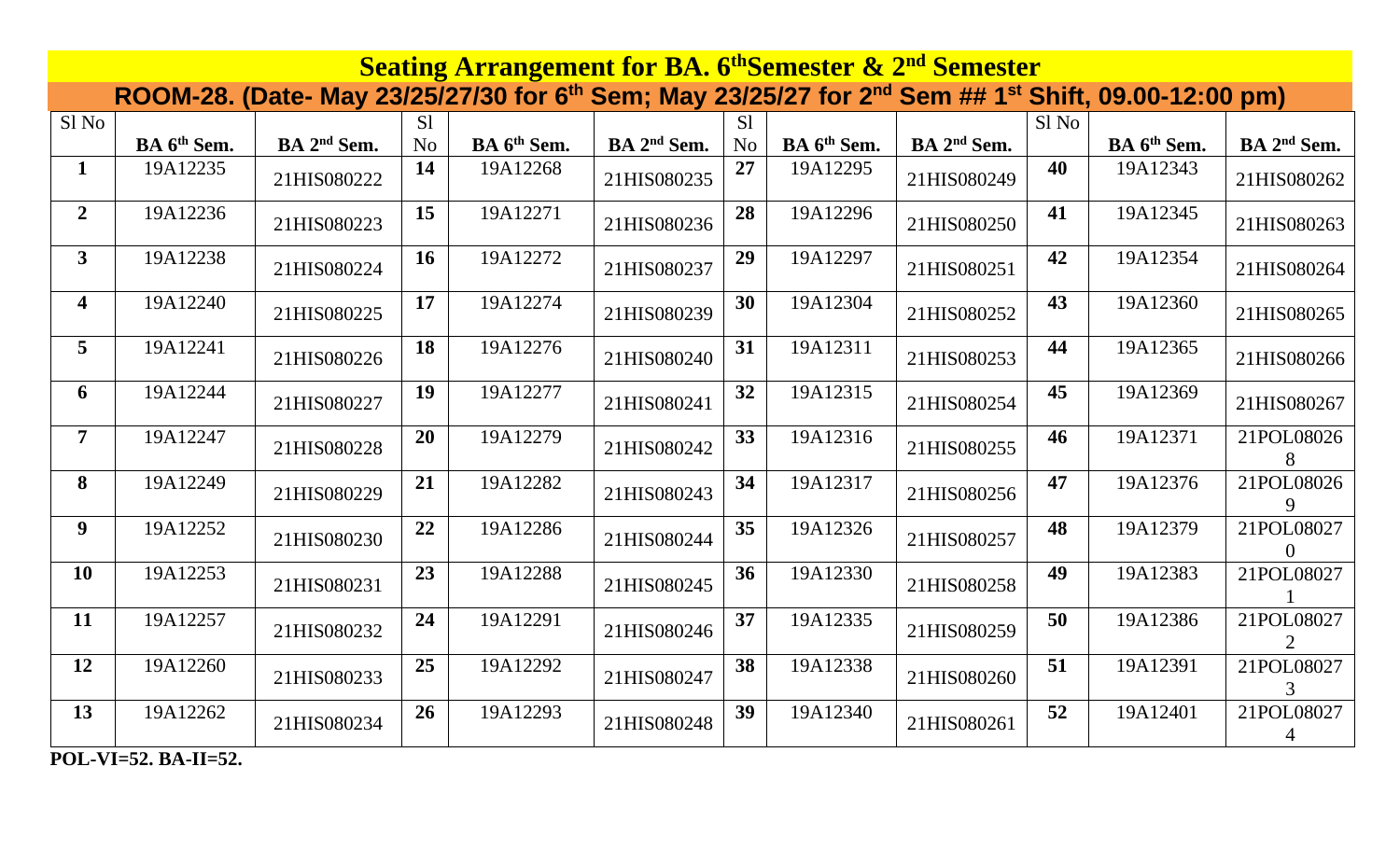# Seating Arrangement for BA. 6thSemester & 2nd Semester

## ROOM-28. (Date- May 23/25/27/30 for 6th Sem; May 23/25/27 for 2nd Sem ## 1st Shift, 09.00-12:00 pm)

| Sl No | BA 6th Sem. | BA 2nd Sem. | Sl No | BA 6th Sem. | BA 2nd Sem. | Sl No | BA 6th Sem. | BA 2nd Sem. | Sl No | BA 6th Sem. | BA 2nd Sem. |
|---|---|---|---|---|---|---|---|---|---|---|---|
| **1** | 19A12235 | 21HIS080222 | **14** | 19A12268 | 21HIS080235 | **27** | 19A12295 | 21HIS080249 | **40** | 19A12343 | 21HIS080262 |
| **2** | 19A12236 | 21HIS080223 | **15** | 19A12271 | 21HIS080236 | **28** | 19A12296 | 21HIS080250 | **41** | 19A12345 | 21HIS080263 |
| **3** | 19A12238 | 21HIS080224 | **16** | 19A12272 | 21HIS080237 | **29** | 19A12297 | 21HIS080251 | **42** | 19A12354 | 21HIS080264 |
| **4** | 19A12240 | 21HIS080225 | **17** | 19A12274 | 21HIS080239 | **30** | 19A12304 | 21HIS080252 | **43** | 19A12360 | 21HIS080265 |
| **5** | 19A12241 | 21HIS080226 | **18** | 19A12276 | 21HIS080240 | **31** | 19A12311 | 21HIS080253 | **44** | 19A12365 | 21HIS080266 |
| **6** | 19A12244 | 21HIS080227 | **19** | 19A12277 | 21HIS080241 | **32** | 19A12315 | 21HIS080254 | **45** | 19A12369 | 21HIS080267 |
| **7** | 19A12247 | 21HIS080228 | **20** | 19A12279 | 21HIS080242 | **33** | 19A12316 | 21HIS080255 | **46** | 19A12371 | 21POL080268 |
| **8** | 19A12249 | 21HIS080229 | **21** | 19A12282 | 21HIS080243 | **34** | 19A12317 | 21HIS080256 | **47** | 19A12376 | 21POL080269 |
| **9** | 19A12252 | 21HIS080230 | **22** | 19A12286 | 21HIS080244 | **35** | 19A12326 | 21HIS080257 | **48** | 19A12379 | 21POL080270 |
| **10** | 19A12253 | 21HIS080231 | **23** | 19A12288 | 21HIS080245 | **36** | 19A12330 | 21HIS080258 | **49** | 19A12383 | 21POL080271 |
| **11** | 19A12257 | 21HIS080232 | **24** | 19A12291 | 21HIS080246 | **37** | 19A12335 | 21HIS080259 | **50** | 19A12386 | 21POL080272 |
| **12** | 19A12260 | 21HIS080233 | **25** | 19A12292 | 21HIS080247 | **38** | 19A12338 | 21HIS080260 | **51** | 19A12391 | 21POL080273 |
| **13** | 19A12262 | 21HIS080234 | **26** | 19A12293 | 21HIS080248 | **39** | 19A12340 | 21HIS080261 | **52** | 19A12401 | 21POL080274 |

**POL-VI=52. BA-II=52.**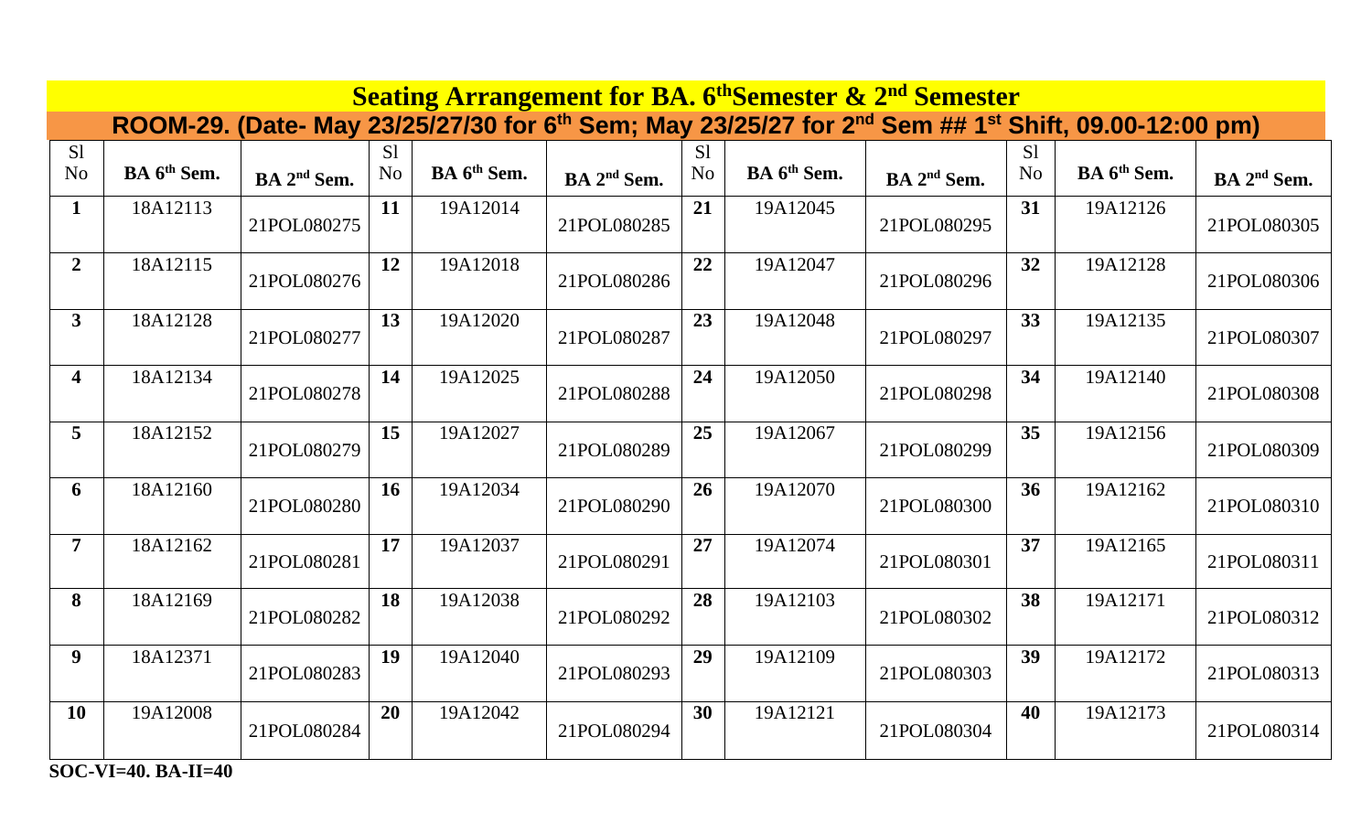# Seating Arrangement for BA. 6$^{th}$Semester & 2$^{nd}$ Semester

## ROOM-29. (Date- May 23/25/27/30 for 6$^{th}$ Sem; May 23/25/27 for 2$^{nd}$ Sem ## 1$^{st}$ Shift, 09.00-12:00 pm)

| Sl No | BA 6$^{th}$ Sem. | BA 2$^{nd}$ Sem. | Sl No | BA 6$^{th}$ Sem. | BA 2$^{nd}$ Sem. | Sl No | BA 6$^{th}$ Sem. | BA 2$^{nd}$ Sem. | Sl No | BA 6$^{th}$ Sem. | BA 2$^{nd}$ Sem. |
|---|---|---|---|---|---|---|---|---|---|---|---|
| **1** | 18A12113 | 21POL080275 | **11** | 19A12014 | 21POL080285 | **21** | 19A12045 | 21POL080295 | **31** | 19A12126 | 21POL080305 |
| **2** | 18A12115 | 21POL080276 | **12** | 19A12018 | 21POL080286 | **22** | 19A12047 | 21POL080296 | **32** | 19A12128 | 21POL080306 |
| **3** | 18A12128 | 21POL080277 | **13** | 19A12020 | 21POL080287 | **23** | 19A12048 | 21POL080297 | **33** | 19A12135 | 21POL080307 |
| **4** | 18A12134 | 21POL080278 | **14** | 19A12025 | 21POL080288 | **24** | 19A12050 | 21POL080298 | **34** | 19A12140 | 21POL080308 |
| **5** | 18A12152 | 21POL080279 | **15** | 19A12027 | 21POL080289 | **25** | 19A12067 | 21POL080299 | **35** | 19A12156 | 21POL080309 |
| **6** | 18A12160 | 21POL080280 | **16** | 19A12034 | 21POL080290 | **26** | 19A12070 | 21POL080300 | **36** | 19A12162 | 21POL080310 |
| **7** | 18A12162 | 21POL080281 | **17** | 19A12037 | 21POL080291 | **27** | 19A12074 | 21POL080301 | **37** | 19A12165 | 21POL080311 |
| **8** | 18A12169 | 21POL080282 | **18** | 19A12038 | 21POL080292 | **28** | 19A12103 | 21POL080302 | **38** | 19A12171 | 21POL080312 |
| **9** | 18A12371 | 21POL080283 | **19** | 19A12040 | 21POL080293 | **29** | 19A12109 | 21POL080303 | **39** | 19A12172 | 21POL080313 |
| **10** | 19A12008 | 21POL080284 | **20** | 19A12042 | 21POL080294 | **30** | 19A12121 | 21POL080304 | **40** | 19A12173 | 21POL080314 |

**SOC-VI=40. BA-II=40**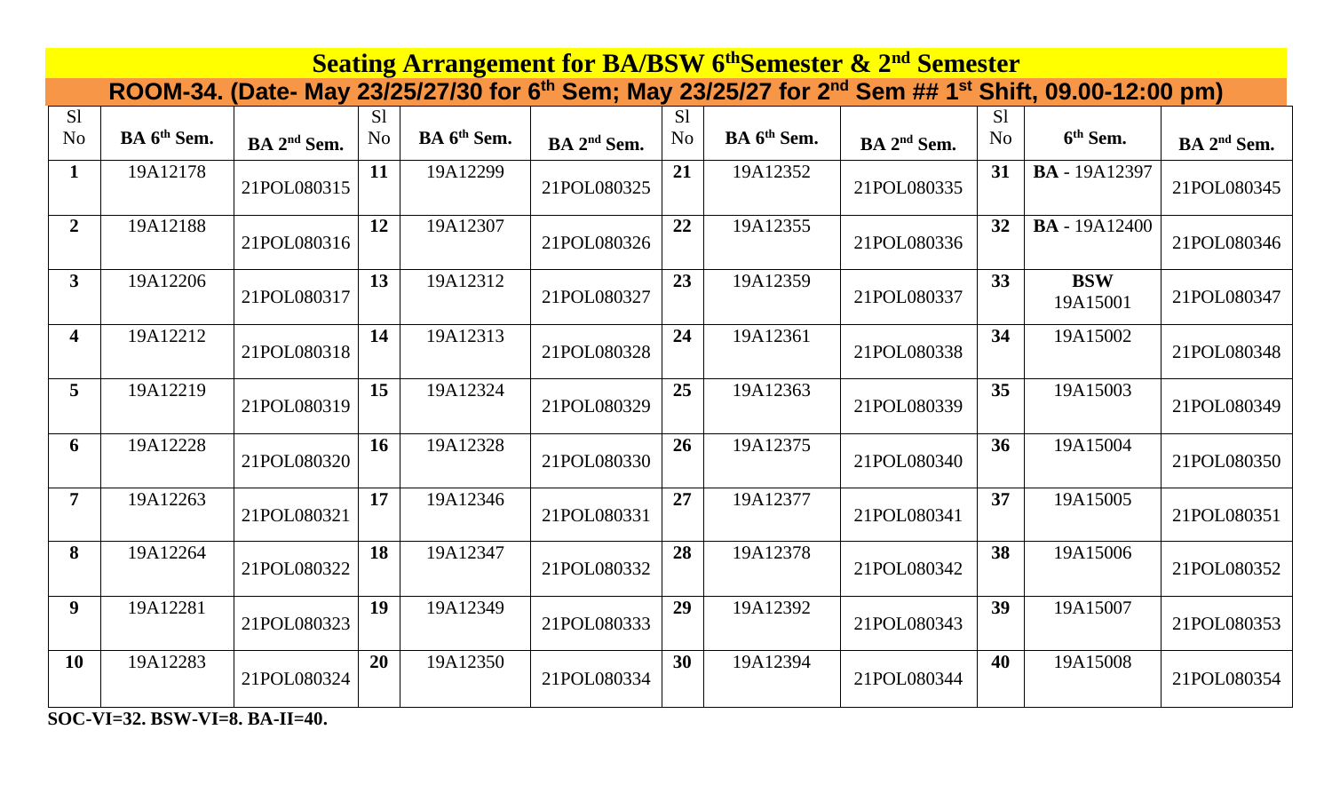# Seating Arrangement for BA/BSW 6thSemester & 2nd Semester

## ROOM-34. (Date- May 23/25/27/30 for 6th Sem; May 23/25/27 for 2nd Sem ## 1st Shift, 09.00-12:00 pm)

| Sl No | BA 6th Sem. | BA 2nd Sem. | Sl No | BA 6th Sem. | BA 2nd Sem. | Sl No | BA 6th Sem. | BA 2nd Sem. | Sl No | 6th Sem. | BA 2nd Sem. |
|---|---|---|---|---|---|---|---|---|---|---|---|
| **1** | 19A12178 | 21POL080315 | **11** | 19A12299 | 21POL080325 | **21** | 19A12352 | 21POL080335 | **31** | **BA** - 19A12397 | 21POL080345 |
| **2** | 19A12188 | 21POL080316 | **12** | 19A12307 | 21POL080326 | **22** | 19A12355 | 21POL080336 | **32** | **BA** - 19A12400 | 21POL080346 |
| **3** | 19A12206 | 21POL080317 | **13** | 19A12312 | 21POL080327 | **23** | 19A12359 | 21POL080337 | **33** | **BSW** 19A15001 | 21POL080347 |
| **4** | 19A12212 | 21POL080318 | **14** | 19A12313 | 21POL080328 | **24** | 19A12361 | 21POL080338 | **34** | 19A15002 | 21POL080348 |
| **5** | 19A12219 | 21POL080319 | **15** | 19A12324 | 21POL080329 | **25** | 19A12363 | 21POL080339 | **35** | 19A15003 | 21POL080349 |
| **6** | 19A12228 | 21POL080320 | **16** | 19A12328 | 21POL080330 | **26** | 19A12375 | 21POL080340 | **36** | 19A15004 | 21POL080350 |
| **7** | 19A12263 | 21POL080321 | **17** | 19A12346 | 21POL080331 | **27** | 19A12377 | 21POL080341 | **37** | 19A15005 | 21POL080351 |
| **8** | 19A12264 | 21POL080322 | **18** | 19A12347 | 21POL080332 | **28** | 19A12378 | 21POL080342 | **38** | 19A15006 | 21POL080352 |
| **9** | 19A12281 | 21POL080323 | **19** | 19A12349 | 21POL080333 | **29** | 19A12392 | 21POL080343 | **39** | 19A15007 | 21POL080353 |
| **10** | 19A12283 | 21POL080324 | **20** | 19A12350 | 21POL080334 | **30** | 19A12394 | 21POL080344 | **40** | 19A15008 | 21POL080354 |

**SOC-VI=32. BSW-VI=8. BA-II=40.**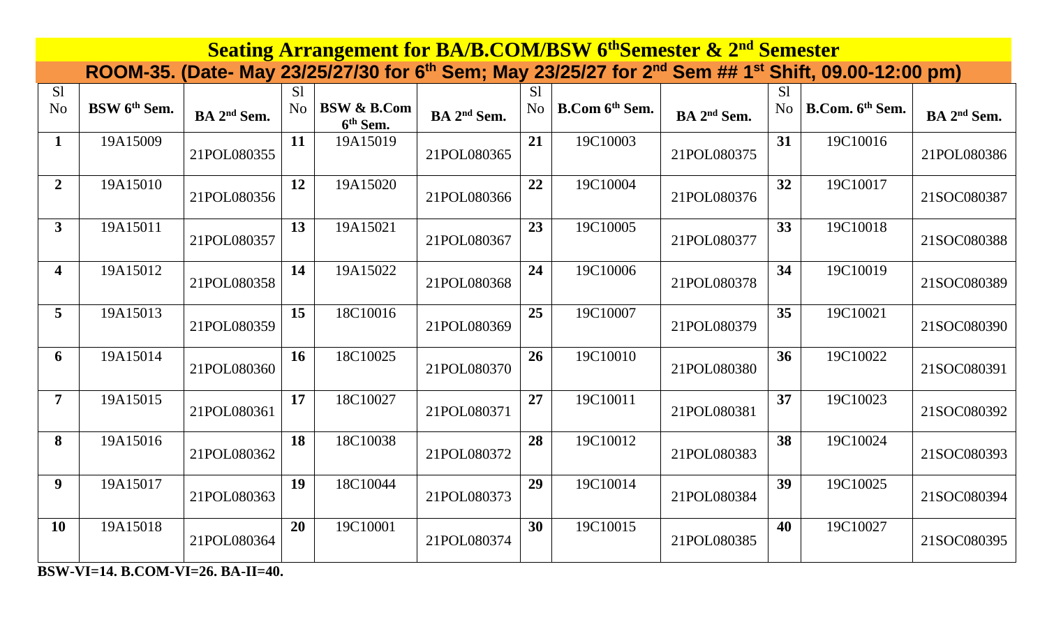# Seating Arrangement for BA/B.COM/BSW 6thSemester & 2nd Semester

## ROOM-35. (Date- May 23/25/27/30 for 6th Sem; May 23/25/27 for 2nd Sem ## 1st Shift, 09.00-12:00 pm)

| Sl No | BSW 6th Sem. | BA 2nd Sem. | Sl No | BSW & B.Com 6th Sem. | BA 2nd Sem. | Sl No | B.Com 6th Sem. | BA 2nd Sem. | Sl No | B.Com. 6th Sem. | BA 2nd Sem. |
|---|---|---|---|---|---|---|---|---|---|---|---|
| **1** | 19A15009 | 21POL080355 | **11** | 19A15019 | 21POL080365 | **21** | 19C10003 | 21POL080375 | **31** | 19C10016 | 21POL080386 |
| **2** | 19A15010 | 21POL080356 | **12** | 19A15020 | 21POL080366 | **22** | 19C10004 | 21POL080376 | **32** | 19C10017 | 21SOC080387 |
| **3** | 19A15011 | 21POL080357 | **13** | 19A15021 | 21POL080367 | **23** | 19C10005 | 21POL080377 | **33** | 19C10018 | 21SOC080388 |
| **4** | 19A15012 | 21POL080358 | **14** | 19A15022 | 21POL080368 | **24** | 19C10006 | 21POL080378 | **34** | 19C10019 | 21SOC080389 |
| **5** | 19A15013 | 21POL080359 | **15** | 18C10016 | 21POL080369 | **25** | 19C10007 | 21POL080379 | **35** | 19C10021 | 21SOC080390 |
| **6** | 19A15014 | 21POL080360 | **16** | 18C10025 | 21POL080370 | **26** | 19C10010 | 21POL080380 | **36** | 19C10022 | 21SOC080391 |
| **7** | 19A15015 | 21POL080361 | **17** | 18C10027 | 21POL080371 | **27** | 19C10011 | 21POL080381 | **37** | 19C10023 | 21SOC080392 |
| **8** | 19A15016 | 21POL080362 | **18** | 18C10038 | 21POL080372 | **28** | 19C10012 | 21POL080383 | **38** | 19C10024 | 21SOC080393 |
| **9** | 19A15017 | 21POL080363 | **19** | 18C10044 | 21POL080373 | **29** | 19C10014 | 21POL080384 | **39** | 19C10025 | 21SOC080394 |
| **10** | 19A15018 | 21POL080364 | **20** | 19C10001 | 21POL080374 | **30** | 19C10015 | 21POL080385 | **40** | 19C10027 | 21SOC080395 |

**BSW-VI=14. B.COM-VI=26. BA-II=40.**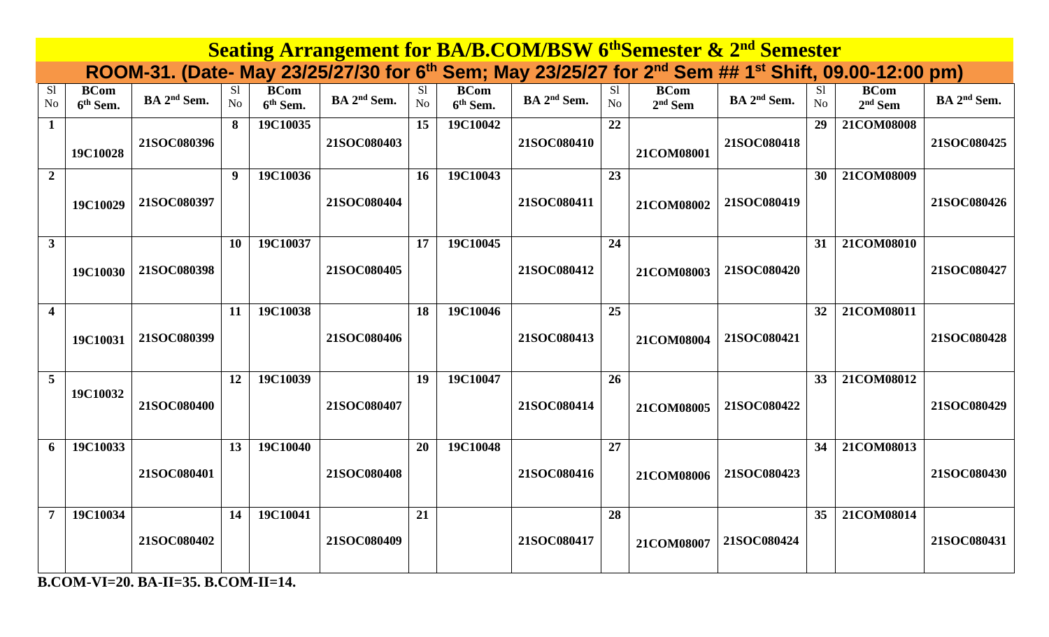# Seating Arrangement for BA/B.COM/BSW 6thSemester & 2nd Semester

## ROOM-31. (Date- May 23/25/27/30 for 6th Sem; May 23/25/27 for 2nd Sem ## 1st Shift, 09.00-12:00 pm)

| Sl No | BCom 6th Sem. | BA 2nd Sem. | Sl No | BCom 6th Sem. | BA 2nd Sem. | Sl No | BCom 6th Sem. | BA 2nd Sem. | Sl No | BCom 2nd Sem | BA 2nd Sem. | Sl No | BCom 2nd Sem | BA 2nd Sem. |
|---|---|---|---|---|---|---|---|---|---|---|---|---|---|---|
| 1 | 19C10028 | 21SOC080396 | 8 | 19C10035 | 21SOC080403 | 15 | 19C10042 | 21SOC080410 | 22 | 21COM08001 | 21SOC080418 | 29 | 21COM08008 | 21SOC080425 |
| 2 | 19C10029 | 21SOC080397 | 9 | 19C10036 | 21SOC080404 | 16 | 19C10043 | 21SOC080411 | 23 | 21COM08002 | 21SOC080419 | 30 | 21COM08009 | 21SOC080426 |
| 3 | 19C10030 | 21SOC080398 | 10 | 19C10037 | 21SOC080405 | 17 | 19C10045 | 21SOC080412 | 24 | 21COM08003 | 21SOC080420 | 31 | 21COM08010 | 21SOC080427 |
| 4 | 19C10031 | 21SOC080399 | 11 | 19C10038 | 21SOC080406 | 18 | 19C10046 | 21SOC080413 | 25 | 21COM08004 | 21SOC080421 | 32 | 21COM08011 | 21SOC080428 |
| 5 | 19C10032 | 21SOC080400 | 12 | 19C10039 | 21SOC080407 | 19 | 19C10047 | 21SOC080414 | 26 | 21COM08005 | 21SOC080422 | 33 | 21COM08012 | 21SOC080429 |
| 6 | 19C10033 | 21SOC080401 | 13 | 19C10040 | 21SOC080408 | 20 | 19C10048 | 21SOC080416 | 27 | 21COM08006 | 21SOC080423 | 34 | 21COM08013 | 21SOC080430 |
| 7 | 19C10034 | 21SOC080402 | 14 | 19C10041 | 21SOC080409 | 21 | | 21SOC080417 | 28 | 21COM08007 | 21SOC080424 | 35 | 21COM08014 | 21SOC080431 |

**B.COM-VI=20. BA-II=35. B.COM-II=14.**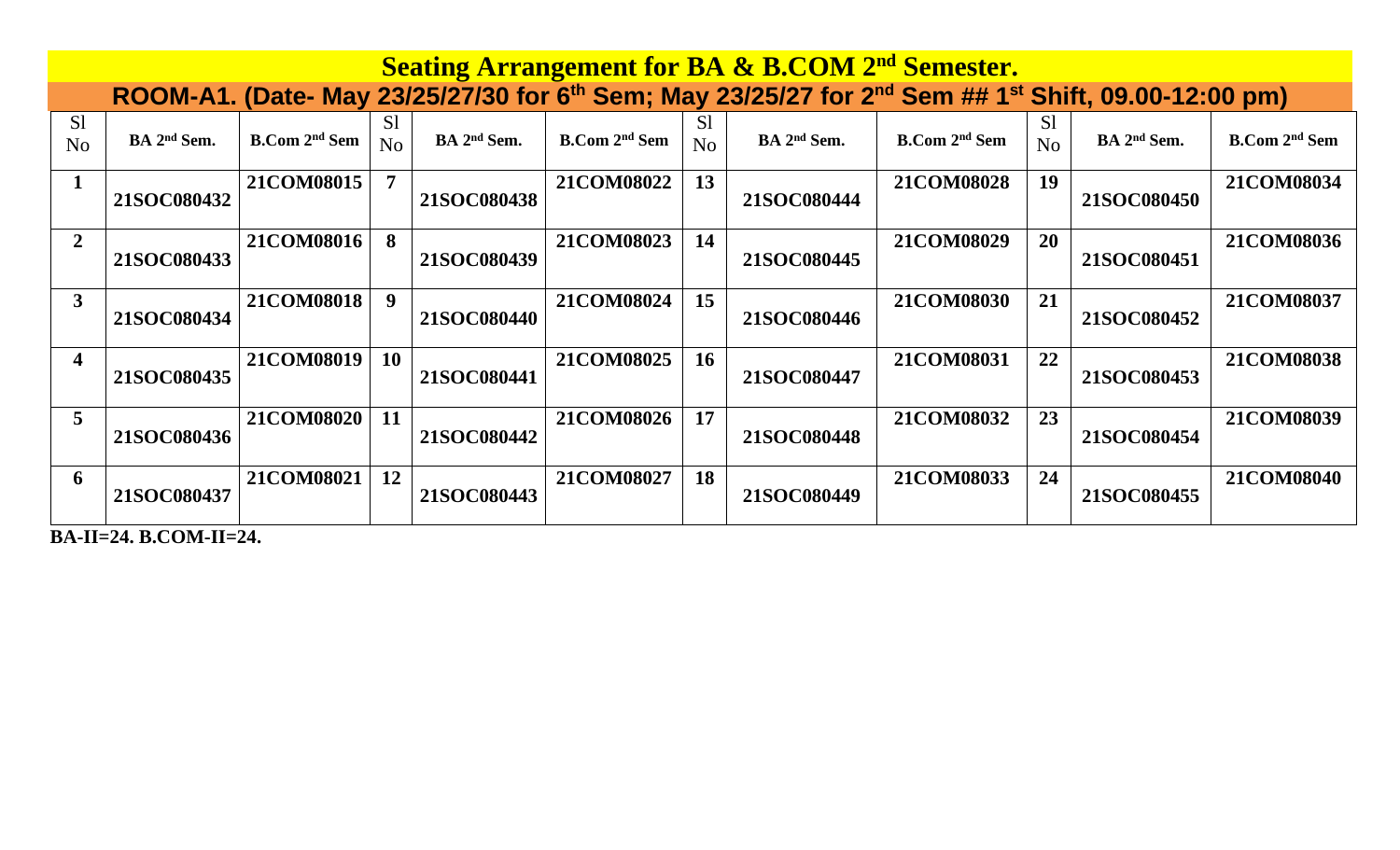# Seating Arrangement for BA & B.COM 2nd Semester.

## ROOM-A1. (Date- May 23/25/27/30 for 6th Sem; May 23/25/27 for 2nd Sem ## 1st Shift, 09.00-12:00 pm)

| Sl No | BA 2nd Sem. | B.Com 2nd Sem | Sl No | BA 2nd Sem. | B.Com 2nd Sem | Sl No | BA 2nd Sem. | B.Com 2nd Sem | Sl No | BA 2nd Sem. | B.Com 2nd Sem |
|---|---|---|---|---|---|---|---|---|---|---|---|
| **1** | **21SOC080432** | **21COM08015** | **7** | **21SOC080438** | **21COM08022** | **13** | **21SOC080444** | **21COM08028** | **19** | **21SOC080450** | **21COM08034** |
| **2** | **21SOC080433** | **21COM08016** | **8** | **21SOC080439** | **21COM08023** | **14** | **21SOC080445** | **21COM08029** | **20** | **21SOC080451** | **21COM08036** |
| **3** | **21SOC080434** | **21COM08018** | **9** | **21SOC080440** | **21COM08024** | **15** | **21SOC080446** | **21COM08030** | **21** | **21SOC080452** | **21COM08037** |
| **4** | **21SOC080435** | **21COM08019** | **10** | **21SOC080441** | **21COM08025** | **16** | **21SOC080447** | **21COM08031** | **22** | **21SOC080453** | **21COM08038** |
| **5** | **21SOC080436** | **21COM08020** | **11** | **21SOC080442** | **21COM08026** | **17** | **21SOC080448** | **21COM08032** | **23** | **21SOC080454** | **21COM08039** |
| **6** | **21SOC080437** | **21COM08021** | **12** | **21SOC080443** | **21COM08027** | **18** | **21SOC080449** | **21COM08033** | **24** | **21SOC080455** | **21COM08040** |

**BA-II=24. B.COM-II=24.**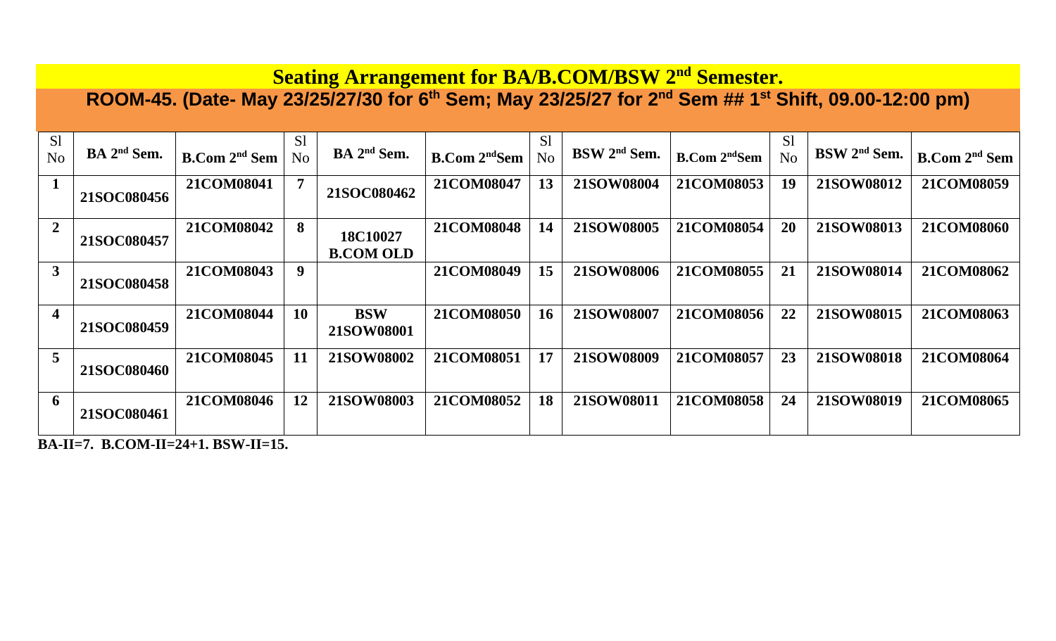# Seating Arrangement for BA/B.COM/BSW 2$^{nd}$ Semester.

## ROOM-45. (Date- May 23/25/27/30 for 6$^{th}$ Sem; May 23/25/27 for 2$^{nd}$ Sem ## 1$^{st}$ Shift, 09.00-12:00 pm)

| Sl No | BA 2$^{nd}$ Sem. | B.Com 2$^{nd}$ Sem | Sl No | BA 2$^{nd}$ Sem. | B.Com 2$^{nd}$Sem | Sl No | BSW 2$^{nd}$ Sem. | B.Com 2$^{nd}$Sem | Sl No | BSW 2$^{nd}$ Sem. | B.Com 2$^{nd}$ Sem |
|---|---|---|---|---|---|---|---|---|---|---|---|
| **1** | **21SOC080456** | **21COM08041** | **7** | **21SOC080462** | **21COM08047** | **13** | **21SOW08004** | **21COM08053** | **19** | **21SOW08012** | **21COM08059** |
| **2** | **21SOC080457** | **21COM08042** | **8** | **18C10027 B.COM OLD** | **21COM08048** | **14** | **21SOW08005** | **21COM08054** | **20** | **21SOW08013** | **21COM08060** |
| **3** | **21SOC080458** | **21COM08043** | **9** | | **21COM08049** | **15** | **21SOW08006** | **21COM08055** | **21** | **21SOW08014** | **21COM08062** |
| **4** | **21SOC080459** | **21COM08044** | **10** | **BSW 21SOW08001** | **21COM08050** | **16** | **21SOW08007** | **21COM08056** | **22** | **21SOW08015** | **21COM08063** |
| **5** | **21SOC080460** | **21COM08045** | **11** | **21SOW08002** | **21COM08051** | **17** | **21SOW08009** | **21COM08057** | **23** | **21SOW08018** | **21COM08064** |
| **6** | **21SOC080461** | **21COM08046** | **12** | **21SOW08003** | **21COM08052** | **18** | **21SOW08011** | **21COM08058** | **24** | **21SOW08019** | **21COM08065** |

**BA-II=7. B.COM-II=24+1. BSW-II=15.**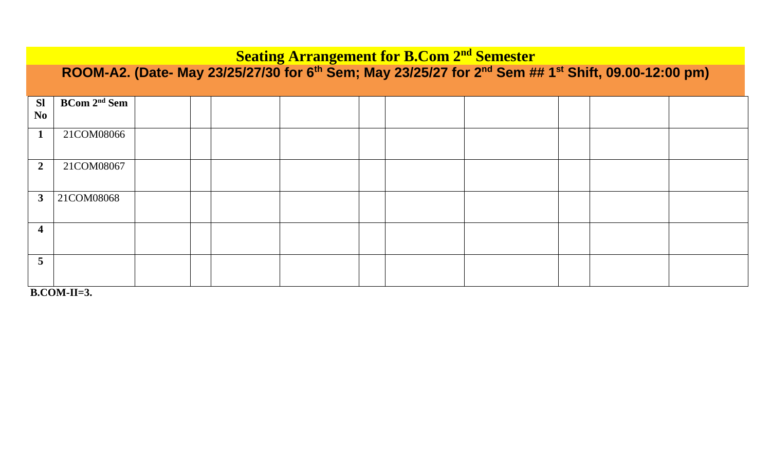# Seating Arrangement for B.Com 2nd Semester

## ROOM-A2. (Date- May 23/25/27/30 for 6th Sem; May 23/25/27 for 2nd Sem ## 1st Shift, 09.00-12:00 pm)

| Sl No | BCom 2nd Sem | | | | | | | | | | |
|---|---|---|---|---|---|---|---|---|---|---|---|
| 1 | 21COM08066 | | | | | | | | | | |
| 2 | 21COM08067 | | | | | | | | | | |
| 3 | 21COM08068 | | | | | | | | | | |
| 4 | | | | | | | | | | | |
| 5 | | | | | | | | | | | |

**B.COM-II=3.**